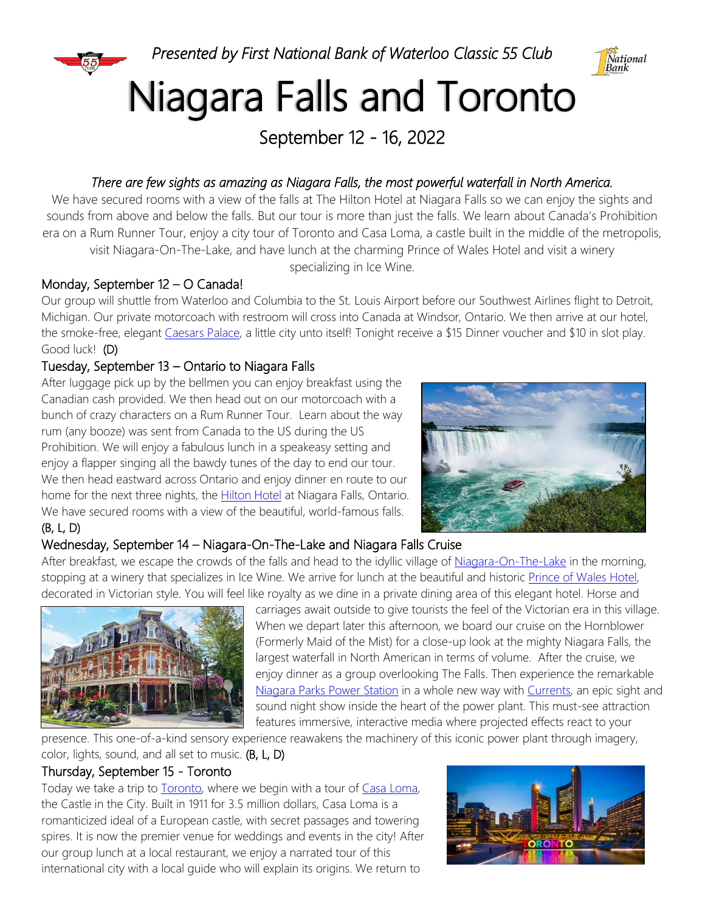*Presented by First National Bank of Waterloo Classic 55 Club*

# Niagara Falls and Toronto

## September 12 - 16, 2022

*There are few sights as amazing as Niagara Falls, the most powerful waterfall in North America.*

We have secured rooms with a view of the falls at The Hilton Hotel at Niagara Falls so we can enjoy the sights and sounds from above and below the falls. But our tour is more than just the falls. We learn about Canada's Prohibition era on a Rum Runner Tour, enjoy a city tour of Toronto and Casa Loma, a castle built in the middle of the metropolis, visit Niagara-On-The-Lake, and have lunch at the charming Prince of Wales Hotel and visit a winery specializing in Ice Wine.

### Monday, September 12 – O Canada!

Our group will shuttle from Waterloo and Columbia to the St. Louis Airport before our Southwest Airlines flight to Detroit, Michigan. Our private motorcoach with restroom will cross into Canada at Windsor, Ontario. We then arrive at our hotel, the smoke-free, elegant Caesars Palace, a little city unto itself! Tonight receive a $15 Dinner voucher and $10 in slot play. Good luck! (D)

### Tuesday, September 13 – Ontario to Niagara Falls

After luggage pick up by the bellmen you can enjoy breakfast using the Canadian cash provided. We then head out on our motorcoach with a bunch of crazy characters on a Rum Runner Tour. Learn about the way rum (any booze) was sent from Canada to the US during the US Prohibition. We will enjoy a fabulous lunch in a speakeasy setting and enjoy a flapper singing all the bawdy tunes of the day to end our tour. We then head eastward across Ontario and enjoy dinner en route to our home for the next three nights, the Hilton Hotel at Niagara Falls, Ontario. We have secured rooms with a view of the beautiful, world-famous falls. (B, L, D)

### Wednesday, September 14 – Niagara-On-The-Lake and Niagara Falls Cruise

After breakfast, we escape the crowds of the falls and head to the idyllic village of Niagara-On-The-Lake in the morning, stopping at a winery that specializes in Ice Wine. We arrive for lunch at the beautiful and historic Prince of Wales Hotel, decorated in Victorian style. You will feel like royalty as we dine in a private dining area of this elegant hotel. Horse and carriages await outside to give tourists the feel of the Victorian era in this village. When we depart later this afternoon, we board our cruise on the Hornblower (Formerly Maid of the Mist) for a close-up look at the mighty Niagara Falls, the largest waterfall in North American in terms of volume. After the cruise, we enjoy dinner as a group overlooking The Falls. Then experience the remarkable Niagara Parks Power Station in a whole new way with Currents, an epic sight and sound night show inside the heart of the power plant. This must-see attraction features immersive, interactive media where projected effects react to your presence. This one-of-a-kind sensory experience reawakens the machinery of this iconic power plant through imagery, color, lights, sound, and all set to music. (B, L, D)

### Thursday, September 15 - Toronto

Today we take a trip to Toronto, where we begin with a tour of Casa Loma, the Castle in the City. Built in 1911 for 3.5 million dollars, Casa Loma is a romanticized ideal of a European castle, with secret passages and towering spires. It is now the premier venue for weddings and events in the city! After our group lunch at a local restaurant, we enjoy a narrated tour of this international city with a local guide who will explain its origins. We return to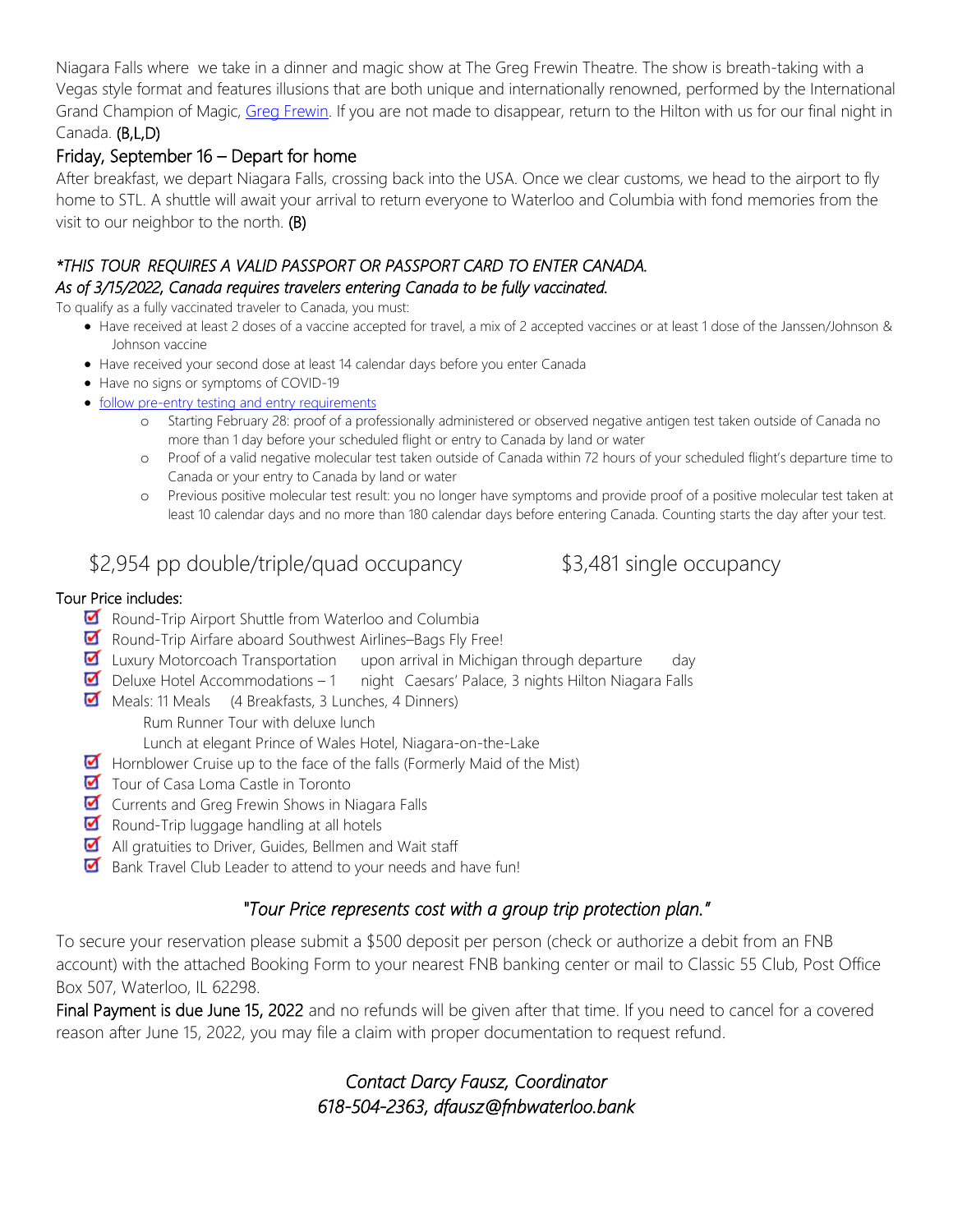Niagara Falls where we take in a dinner and magic show at The Greg Frewin Theatre. The show is breath-taking with a Vegas style format and features illusions that are both unique and internationally renowned, performed by the International Grand Champion of Magic, Greg Frewin. If you are not made to disappear, return to the Hilton with us for our final night in Canada. **(B,L,D)**

### Friday, September 16 – Depart for home

After breakfast, we depart Niagara Falls, crossing back into the USA. Once we clear customs, we head to the airport to fly home to STL. A shuttle will await your arrival to return everyone to Waterloo and Columbia with fond memories from the visit to our neighbor to the north. **(B)**

*\*THIS TOUR REQUIRES A VALID PASSPORT OR PASSPORT CARD TO ENTER CANADA.*
*As of 3/15/2022, Canada requires travelers entering Canada to be fully vaccinated.*

To qualify as a fully vaccinated traveler to Canada, you must:

- Have received at least 2 doses of a vaccine accepted for travel, a mix of 2 accepted vaccines or at least 1 dose of the Janssen/Johnson & Johnson vaccine
- Have received your second dose at least 14 calendar days before you enter Canada
- Have no signs or symptoms of COVID-19
- follow pre-entry testing and entry requirements
  - Starting February 28: proof of a professionally administered or observed negative antigen test taken outside of Canada no more than 1 day before your scheduled flight or entry to Canada by land or water
  - Proof of a valid negative molecular test taken outside of Canada within 72 hours of your scheduled flight's departure time to Canada or your entry to Canada by land or water
  - Previous positive molecular test result: you no longer have symptoms and provide proof of a positive molecular test taken at least 10 calendar days and no more than 180 calendar days before entering Canada. Counting starts the day after your test.

## $2,954 pp double/triple/quad occupancy      $3,481 single occupancy

### Tour Price includes:

- ☑ Round-Trip Airport Shuttle from Waterloo and Columbia
- ☑ Round-Trip Airfare aboard Southwest Airlines–Bags Fly Free!
- ☑ Luxury Motorcoach Transportation upon arrival in Michigan through departure day
- ☑ Deluxe Hotel Accommodations – 1 night Caesars' Palace, 3 nights Hilton Niagara Falls
- ☑ Meals: 11 Meals (4 Breakfasts, 3 Lunches, 4 Dinners)
  - Rum Runner Tour with deluxe lunch
  - Lunch at elegant Prince of Wales Hotel, Niagara-on-the-Lake
- ☑ Hornblower Cruise up to the face of the falls (Formerly Maid of the Mist)
- ☑ Tour of Casa Loma Castle in Toronto
- ☑ Currents and Greg Frewin Shows in Niagara Falls
- ☑ Round-Trip luggage handling at all hotels
- ☑ All gratuities to Driver, Guides, Bellmen and Wait staff
- ☑ Bank Travel Club Leader to attend to your needs and have fun!

*"Tour Price represents cost with a group trip protection plan."*

To secure your reservation please submit a $500 deposit per person (check or authorize a debit from an FNB account) with the attached Booking Form to your nearest FNB banking center or mail to Classic 55 Club, Post Office Box 507, Waterloo, IL 62298.

**Final Payment is due June 15, 2022** and no refunds will be given after that time. If you need to cancel for a covered reason after June 15, 2022, you may file a claim with proper documentation to request refund.

*Contact Darcy Fausz, Coordinator*
*618-504-2363, dfausz@fnbwaterloo.bank*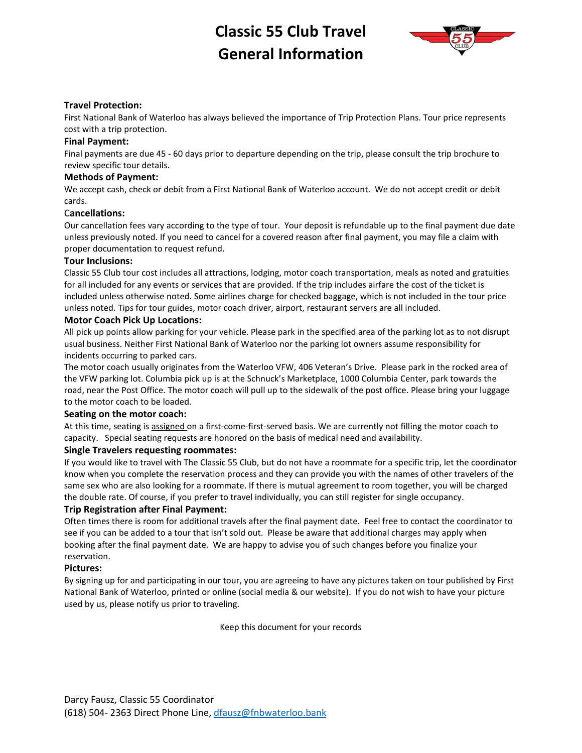# Classic 55 Club Travel General Information

**Travel Protection:**

First National Bank of Waterloo has always believed the importance of Trip Protection Plans. Tour price represents cost with a trip protection.

**Final Payment:**

Final payments are due 45 - 60 days prior to departure depending on the trip, please consult the trip brochure to review specific tour details.

**Methods of Payment:**

We accept cash, check or debit from a First National Bank of Waterloo account. We do not accept credit or debit cards.

**Cancellations:**

Our cancellation fees vary according to the type of tour. Your deposit is refundable up to the final payment due date unless previously noted. If you need to cancel for a covered reason after final payment, you may file a claim with proper documentation to request refund.

**Tour Inclusions:**

Classic 55 Club tour cost includes all attractions, lodging, motor coach transportation, meals as noted and gratuities for all included for any events or services that are provided. If the trip includes airfare the cost of the ticket is included unless otherwise noted. Some airlines charge for checked baggage, which is not included in the tour price unless noted. Tips for tour guides, motor coach driver, airport, restaurant servers are all included.

**Motor Coach Pick Up Locations:**

All pick up points allow parking for your vehicle. Please park in the specified area of the parking lot as to not disrupt usual business. Neither First National Bank of Waterloo nor the parking lot owners assume responsibility for incidents occurring to parked cars.

The motor coach usually originates from the Waterloo VFW, 406 Veteran's Drive. Please park in the rocked area of the VFW parking lot. Columbia pick up is at the Schnuck's Marketplace, 1000 Columbia Center, park towards the road, near the Post Office. The motor coach will pull up to the sidewalk of the post office. Please bring your luggage to the motor coach to be loaded.

**Seating on the motor coach:**

At this time, seating is assigned on a first-come-first-served basis. We are currently not filling the motor coach to capacity. Special seating requests are honored on the basis of medical need and availability.

**Single Travelers requesting roommates:**

If you would like to travel with The Classic 55 Club, but do not have a roommate for a specific trip, let the coordinator know when you complete the reservation process and they can provide you with the names of other travelers of the same sex who are also looking for a roommate. If there is mutual agreement to room together, you will be charged the double rate. Of course, if you prefer to travel individually, you can still register for single occupancy.

**Trip Registration after Final Payment:**

Often times there is room for additional travels after the final payment date. Feel free to contact the coordinator to see if you can be added to a tour that isn't sold out. Please be aware that additional charges may apply when booking after the final payment date. We are happy to advise you of such changes before you finalize your reservation.

**Pictures:**

By signing up for and participating in our tour, you are agreeing to have any pictures taken on tour published by First National Bank of Waterloo, printed or online (social media & our website). If you do not wish to have your picture used by us, please notify us prior to traveling.

Keep this document for your records

Darcy Fausz, Classic 55 Coordinator
(618) 504- 2363 Direct Phone Line, dfausz@fnbwaterloo.bank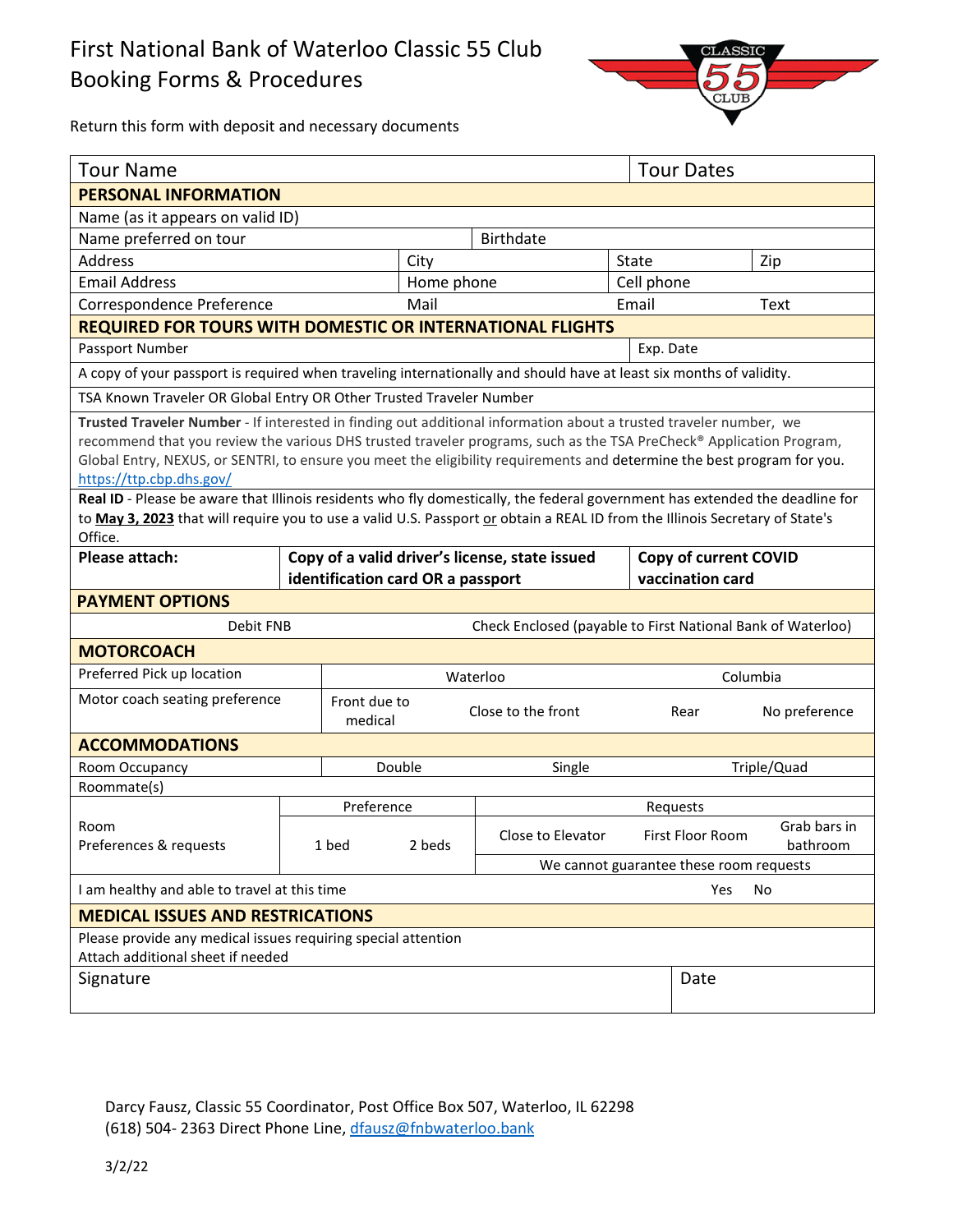# First National Bank of Waterloo Classic 55 Club Booking Forms & Procedures

Return this form with deposit and necessary documents

| Tour Name | | | | Tour Dates | |
|---|---|---|---|---|---|
| **PERSONAL INFORMATION** | | | | | |
| Name (as it appears on valid ID) | | | | | |
| Name preferred on tour | | | Birthdate | | |
| Address | | City | | State | Zip |
| Email Address | | Home phone | | Cell phone | |
| Correspondence Preference | | Mail | | Email | Text |
| **REQUIRED FOR TOURS WITH DOMESTIC OR INTERNATIONAL FLIGHTS** | | | | | |
| Passport Number | | | | Exp. Date | |
| A copy of your passport is required when traveling internationally and should have at least six months of validity. | | | | | |
| TSA Known Traveler OR Global Entry OR Other Trusted Traveler Number | | | | | |
| **Trusted Traveler Number** - If interested in finding out additional information about a trusted traveler number, we recommend that you review the various DHS trusted traveler programs, such as the TSA PreCheck® Application Program, Global Entry, NEXUS, or SENTRI, to ensure you meet the eligibility requirements and determine the best program for you. https://ttp.cbp.dhs.gov/ | | | | | |
| **Real ID** - Please be aware that Illinois residents who fly domestically, the federal government has extended the deadline for to **May 3, 2023** that will require you to use a valid U.S. Passport or obtain a REAL ID from the Illinois Secretary of State's Office. | | | | | |
| **Please attach:** | **Copy of a valid driver's license, state issued identification card OR a passport** | | | **Copy of current COVID vaccination card** | |
| **PAYMENT OPTIONS** | | | | | |
| Debit FNB | | | Check Enclosed (payable to First National Bank of Waterloo) | | |
| **MOTORCOACH** | | | | | |
| Preferred Pick up location | Waterloo | | | Columbia | |
| Motor coach seating preference | Front due to medical | Close to the front | | Rear | No preference |
| **ACCOMMODATIONS** | | | | | |
| Room Occupancy | Double | Single | | Triple/Quad | |
| Roommate(s) | | | | | |
| Room Preferences & requests | Preference: 1 bed | 2 beds | Requests: Close to Elevator | First Floor Room | Grab bars in bathroom |
| | | | We cannot guarantee these room requests | | |
| I am healthy and able to travel at this time | | | | Yes | No |
| **MEDICAL ISSUES AND RESTRICATIONS** | | | | | |
| Please provide any medical issues requiring special attention<br>Attach additional sheet if needed | | | | | |
| Signature | | | | Date | |

Darcy Fausz, Classic 55 Coordinator, Post Office Box 507, Waterloo, IL 62298
(618) 504- 2363 Direct Phone Line, dfausz@fnbwaterloo.bank

3/2/22